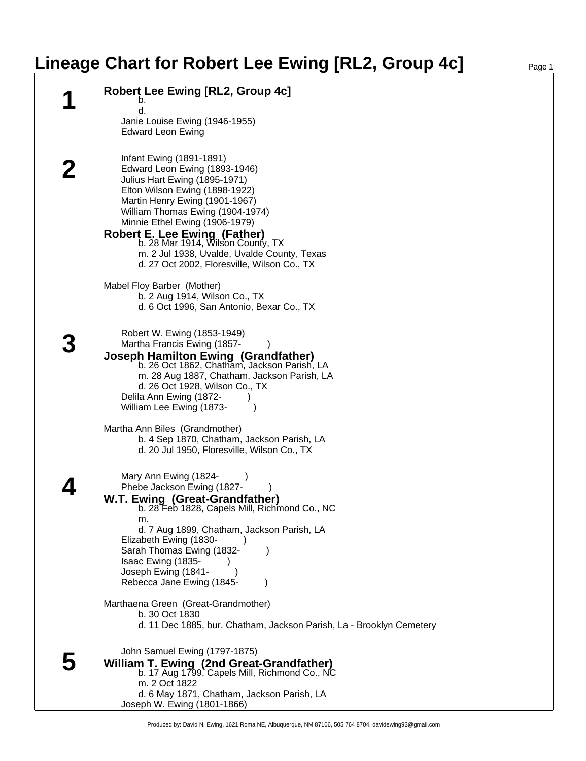# Lineage Chart for Robert Lee Ewing [RL2, Group 4c]

## 1

**Robert Lee Ewing [RL2, Group 4c]**
b.
d.
Janie Louise Ewing (1946-1955)
Edward Leon Ewing

## 2

Infant Ewing (1891-1891)
Edward Leon Ewing (1893-1946)
Julius Hart Ewing (1895-1971)
Elton Wilson Ewing (1898-1922)
Martin Henry Ewing (1901-1967)
William Thomas Ewing (1904-1974)
Minnie Ethel Ewing (1906-1979)

**Robert E. Lee Ewing (Father)**
b. 28 Mar 1914, Wilson County, TX
m. 2 Jul 1938, Uvalde, Uvalde County, Texas
d. 27 Oct 2002, Floresville, Wilson Co., TX

Mabel Floy Barber (Mother)
b. 2 Aug 1914, Wilson Co., TX
d. 6 Oct 1996, San Antonio, Bexar Co., TX

## 3

Robert W. Ewing (1853-1949)
Martha Francis Ewing (1857- )

**Joseph Hamilton Ewing (Grandfather)**
b. 26 Oct 1862, Chatham, Jackson Parish, LA
m. 28 Aug 1887, Chatham, Jackson Parish, LA
d. 26 Oct 1928, Wilson Co., TX

Delila Ann Ewing (1872- )
William Lee Ewing (1873- )

Martha Ann Biles (Grandmother)
b. 4 Sep 1870, Chatham, Jackson Parish, LA
d. 20 Jul 1950, Floresville, Wilson Co., TX

## 4

Mary Ann Ewing (1824- )
Phebe Jackson Ewing (1827- )

**W.T. Ewing (Great-Grandfather)**
b. 28 Feb 1828, Capels Mill, Richmond Co., NC
m.
d. 7 Aug 1899, Chatham, Jackson Parish, LA

Elizabeth Ewing (1830- )
Sarah Thomas Ewing (1832- )
Isaac Ewing (1835- )
Joseph Ewing (1841- )
Rebecca Jane Ewing (1845- )

Marthaena Green (Great-Grandmother)
b. 30 Oct 1830
d. 11 Dec 1885, bur. Chatham, Jackson Parish, La - Brooklyn Cemetery

## 5

John Samuel Ewing (1797-1875)

**William T. Ewing (2nd Great-Grandfather)**
b. 17 Aug 1799, Capels Mill, Richmond Co., NC
m. 2 Oct 1822
d. 6 May 1871, Chatham, Jackson Parish, LA

Joseph W. Ewing (1801-1866)

Produced by: David N. Ewing, 1621 Roma NE, Albuquerque, NM 87106, 505 764 8704, davidewing93@gmail.com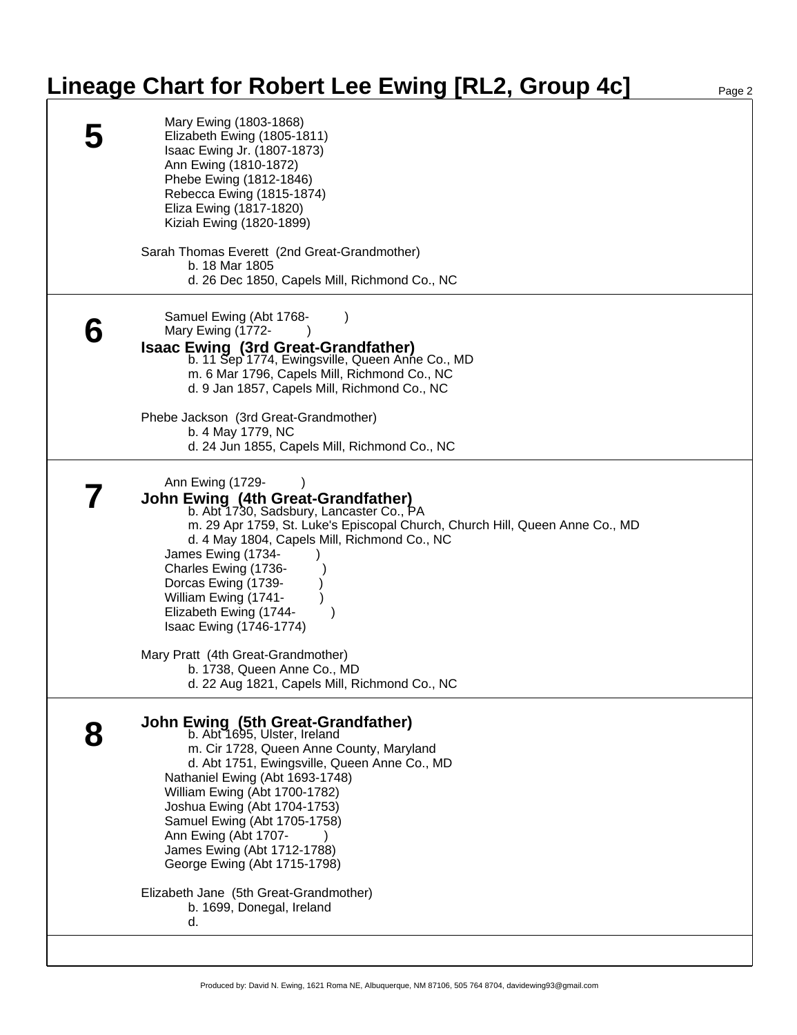# Lineage Chart for Robert Lee Ewing [RL2, Group 4c]

## 5

- Mary Ewing (1803-1868)
- Elizabeth Ewing (1805-1811)
- Isaac Ewing Jr. (1807-1873)
- Ann Ewing (1810-1872)
- Phebe Ewing (1812-1846)
- Rebecca Ewing (1815-1874)
- Eliza Ewing (1817-1820)
- Kiziah Ewing (1820-1899)

Sarah Thomas Everett (2nd Great-Grandmother)
b. 18 Mar 1805
d. 26 Dec 1850, Capels Mill, Richmond Co., NC

## 6

- Samuel Ewing (Abt 1768- )
- Mary Ewing (1772- )

**Isaac Ewing (3rd Great-Grandfather)**
b. 11 Sep 1774, Ewingsville, Queen Anne Co., MD
m. 6 Mar 1796, Capels Mill, Richmond Co., NC
d. 9 Jan 1857, Capels Mill, Richmond Co., NC

Phebe Jackson (3rd Great-Grandmother)
b. 4 May 1779, NC
d. 24 Jun 1855, Capels Mill, Richmond Co., NC

## 7

- Ann Ewing (1729- )

**John Ewing (4th Great-Grandfather)**
b. Abt 1730, Sadsbury, Lancaster Co., PA
m. 29 Apr 1759, St. Luke's Episcopal Church, Church Hill, Queen Anne Co., MD
d. 4 May 1804, Capels Mill, Richmond Co., NC

- James Ewing (1734- )
- Charles Ewing (1736- )
- Dorcas Ewing (1739- )
- William Ewing (1741- )
- Elizabeth Ewing (1744- )
- Isaac Ewing (1746-1774)

Mary Pratt (4th Great-Grandmother)
b. 1738, Queen Anne Co., MD
d. 22 Aug 1821, Capels Mill, Richmond Co., NC

## 8

**John Ewing (5th Great-Grandfather)**
b. Abt 1695, Ulster, Ireland
m. Cir 1728, Queen Anne County, Maryland
d. Abt 1751, Ewingsville, Queen Anne Co., MD

- Nathaniel Ewing (Abt 1693-1748)
- William Ewing (Abt 1700-1782)
- Joshua Ewing (Abt 1704-1753)
- Samuel Ewing (Abt 1705-1758)
- Ann Ewing (Abt 1707- )
- James Ewing (Abt 1712-1788)
- George Ewing (Abt 1715-1798)

Elizabeth Jane (5th Great-Grandmother)
b. 1699, Donegal, Ireland
d.

Produced by: David N. Ewing, 1621 Roma NE, Albuquerque, NM 87106, 505 764 8704, davidewing93@gmail.com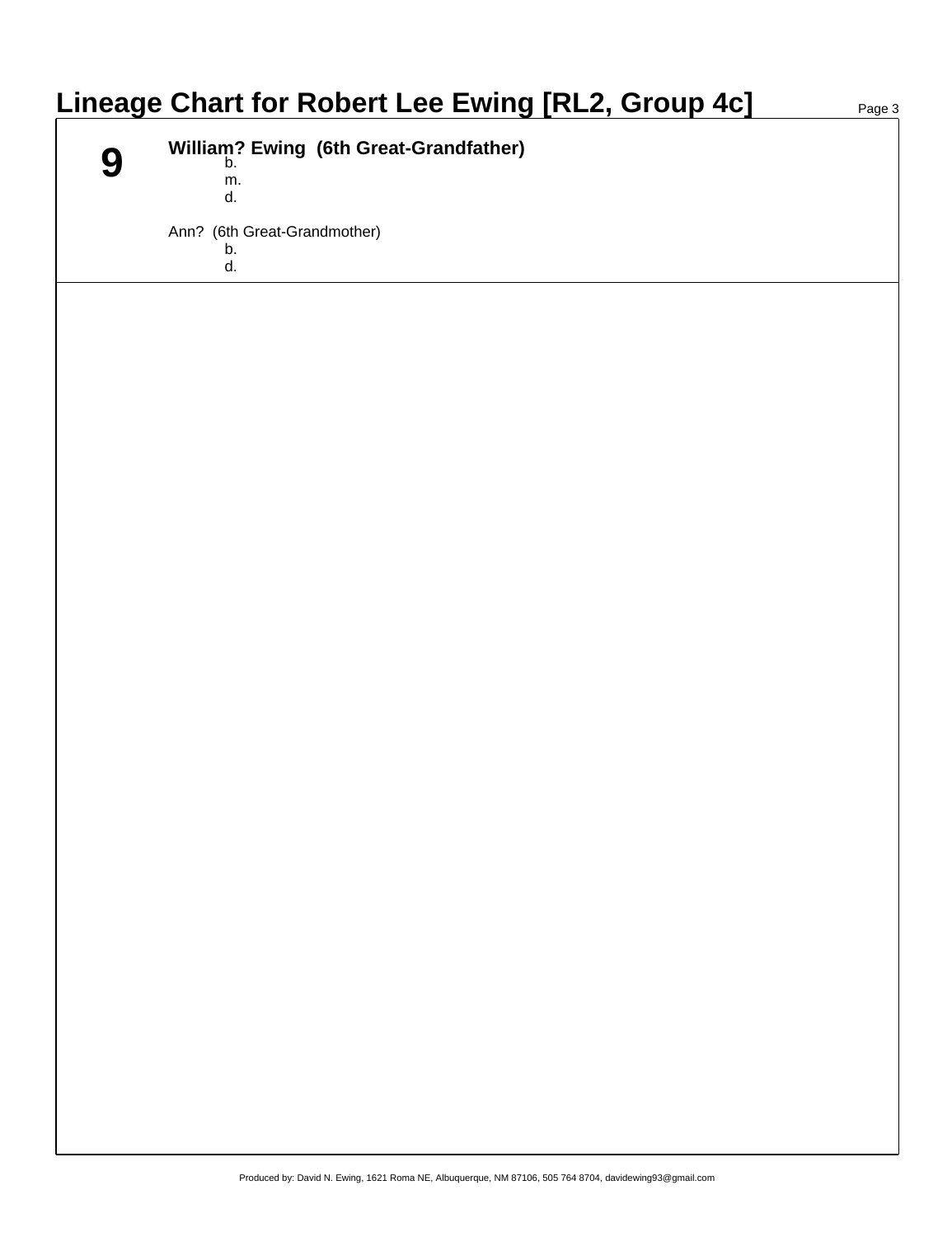# Lineage Chart for Robert Lee Ewing [RL2, Group 4c]

**9**

**William? Ewing (6th Great-Grandfather)**

b.
m.
d.

Ann? (6th Great-Grandmother)

b.
d.

Produced by: David N. Ewing, 1621 Roma NE, Albuquerque, NM 87106, 505 764 8704, davidewing93@gmail.com